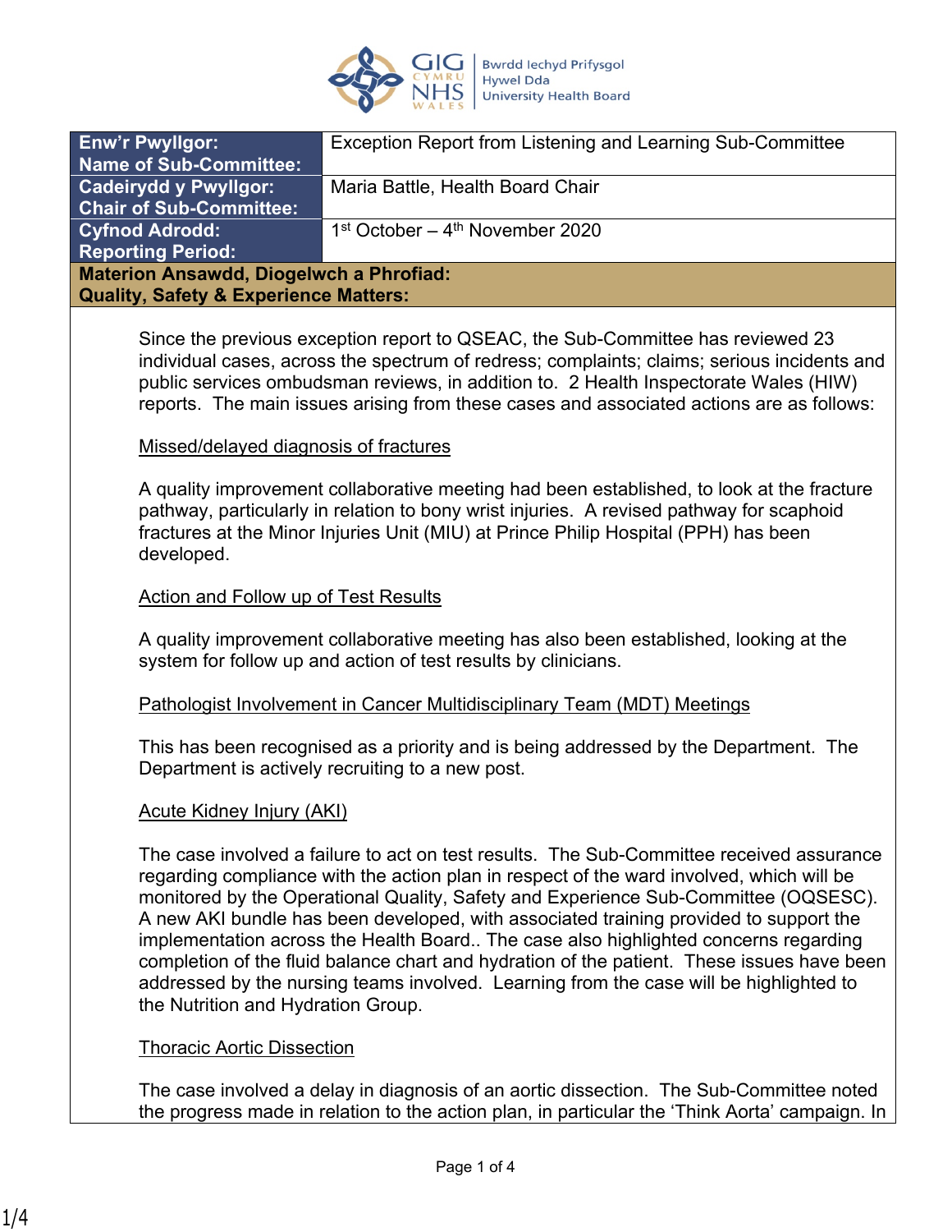| Enw'r Pwyllgor: Name of Sub-Committee: | Exception Report from Listening and Learning Sub-Committee |
| --- | --- |
| Cadeirydd y Pwyllgor: Chair of Sub-Committee: | Maria Battle, Health Board Chair |
| Cyfnod Adrodd: Reporting Period: | 1st October – 4th November 2020 |

**Materion Ansawdd, Diogelwch a Phrofiad:**
**Quality, Safety & Experience Matters:**

Since the previous exception report to QSEAC, the Sub-Committee has reviewed 23 individual cases, across the spectrum of redress; complaints; claims; serious incidents and public services ombudsman reviews, in addition to. 2 Health Inspectorate Wales (HIW) reports. The main issues arising from these cases and associated actions are as follows:

Missed/delayed diagnosis of fractures

A quality improvement collaborative meeting had been established, to look at the fracture pathway, particularly in relation to bony wrist injuries. A revised pathway for scaphoid fractures at the Minor Injuries Unit (MIU) at Prince Philip Hospital (PPH) has been developed.

Action and Follow up of Test Results

A quality improvement collaborative meeting has also been established, looking at the system for follow up and action of test results by clinicians.

Pathologist Involvement in Cancer Multidisciplinary Team (MDT) Meetings

This has been recognised as a priority and is being addressed by the Department. The Department is actively recruiting to a new post.

Acute Kidney Injury (AKI)

The case involved a failure to act on test results. The Sub-Committee received assurance regarding compliance with the action plan in respect of the ward involved, which will be monitored by the Operational Quality, Safety and Experience Sub-Committee (OQSESC). A new AKI bundle has been developed, with associated training provided to support the implementation across the Health Board.. The case also highlighted concerns regarding completion of the fluid balance chart and hydration of the patient. These issues have been addressed by the nursing teams involved. Learning from the case will be highlighted to the Nutrition and Hydration Group.

Thoracic Aortic Dissection

The case involved a delay in diagnosis of an aortic dissection. The Sub-Committee noted the progress made in relation to the action plan, in particular the 'Think Aorta' campaign. In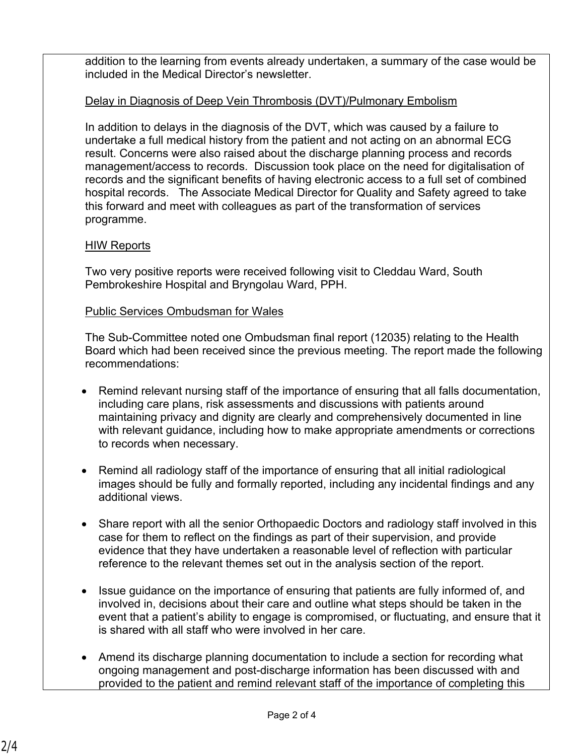addition to the learning from events already undertaken, a summary of the case would be included in the Medical Director's newsletter.

Delay in Diagnosis of Deep Vein Thrombosis (DVT)/Pulmonary Embolism

In addition to delays in the diagnosis of the DVT, which was caused by a failure to undertake a full medical history from the patient and not acting on an abnormal ECG result. Concerns were also raised about the discharge planning process and records management/access to records. Discussion took place on the need for digitalisation of records and the significant benefits of having electronic access to a full set of combined hospital records. The Associate Medical Director for Quality and Safety agreed to take this forward and meet with colleagues as part of the transformation of services programme.

HIW Reports

Two very positive reports were received following visit to Cleddau Ward, South Pembrokeshire Hospital and Bryngolau Ward, PPH.

Public Services Ombudsman for Wales

The Sub-Committee noted one Ombudsman final report (12035) relating to the Health Board which had been received since the previous meeting. The report made the following recommendations:

- Remind relevant nursing staff of the importance of ensuring that all falls documentation, including care plans, risk assessments and discussions with patients around maintaining privacy and dignity are clearly and comprehensively documented in line with relevant guidance, including how to make appropriate amendments or corrections to records when necessary.

- Remind all radiology staff of the importance of ensuring that all initial radiological images should be fully and formally reported, including any incidental findings and any additional views.

- Share report with all the senior Orthopaedic Doctors and radiology staff involved in this case for them to reflect on the findings as part of their supervision, and provide evidence that they have undertaken a reasonable level of reflection with particular reference to the relevant themes set out in the analysis section of the report.

- Issue guidance on the importance of ensuring that patients are fully informed of, and involved in, decisions about their care and outline what steps should be taken in the event that a patient's ability to engage is compromised, or fluctuating, and ensure that it is shared with all staff who were involved in her care.

- Amend its discharge planning documentation to include a section for recording what ongoing management and post-discharge information has been discussed with and provided to the patient and remind relevant staff of the importance of completing this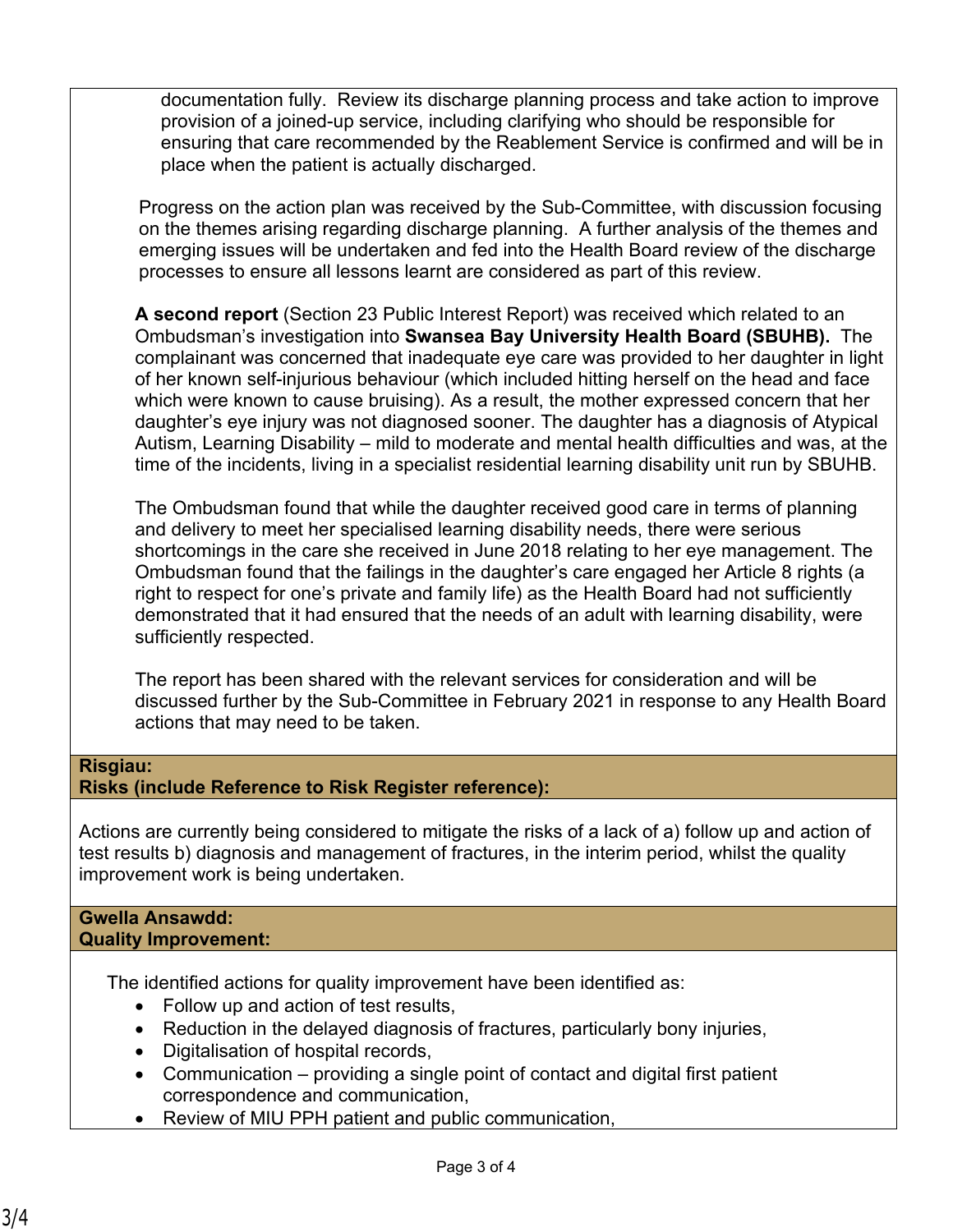documentation fully. Review its discharge planning process and take action to improve provision of a joined-up service, including clarifying who should be responsible for ensuring that care recommended by the Reablement Service is confirmed and will be in place when the patient is actually discharged.

Progress on the action plan was received by the Sub-Committee, with discussion focusing on the themes arising regarding discharge planning. A further analysis of the themes and emerging issues will be undertaken and fed into the Health Board review of the discharge processes to ensure all lessons learnt are considered as part of this review.

**A second report** (Section 23 Public Interest Report) was received which related to an Ombudsman's investigation into **Swansea Bay University Health Board (SBUHB).** The complainant was concerned that inadequate eye care was provided to her daughter in light of her known self-injurious behaviour (which included hitting herself on the head and face which were known to cause bruising). As a result, the mother expressed concern that her daughter's eye injury was not diagnosed sooner. The daughter has a diagnosis of Atypical Autism, Learning Disability – mild to moderate and mental health difficulties and was, at the time of the incidents, living in a specialist residential learning disability unit run by SBUHB.

The Ombudsman found that while the daughter received good care in terms of planning and delivery to meet her specialised learning disability needs, there were serious shortcomings in the care she received in June 2018 relating to her eye management. The Ombudsman found that the failings in the daughter's care engaged her Article 8 rights (a right to respect for one's private and family life) as the Health Board had not sufficiently demonstrated that it had ensured that the needs of an adult with learning disability, were sufficiently respected.

The report has been shared with the relevant services for consideration and will be discussed further by the Sub-Committee in February 2021 in response to any Health Board actions that may need to be taken.

**Risgiau:**
**Risks (include Reference to Risk Register reference):**

Actions are currently being considered to mitigate the risks of a lack of a) follow up and action of test results b) diagnosis and management of fractures, in the interim period, whilst the quality improvement work is being undertaken.

**Gwella Ansawdd:**
**Quality Improvement:**

The identified actions for quality improvement have been identified as:

- Follow up and action of test results,
- Reduction in the delayed diagnosis of fractures, particularly bony injuries,
- Digitalisation of hospital records,
- Communication – providing a single point of contact and digital first patient correspondence and communication,
- Review of MIU PPH patient and public communication,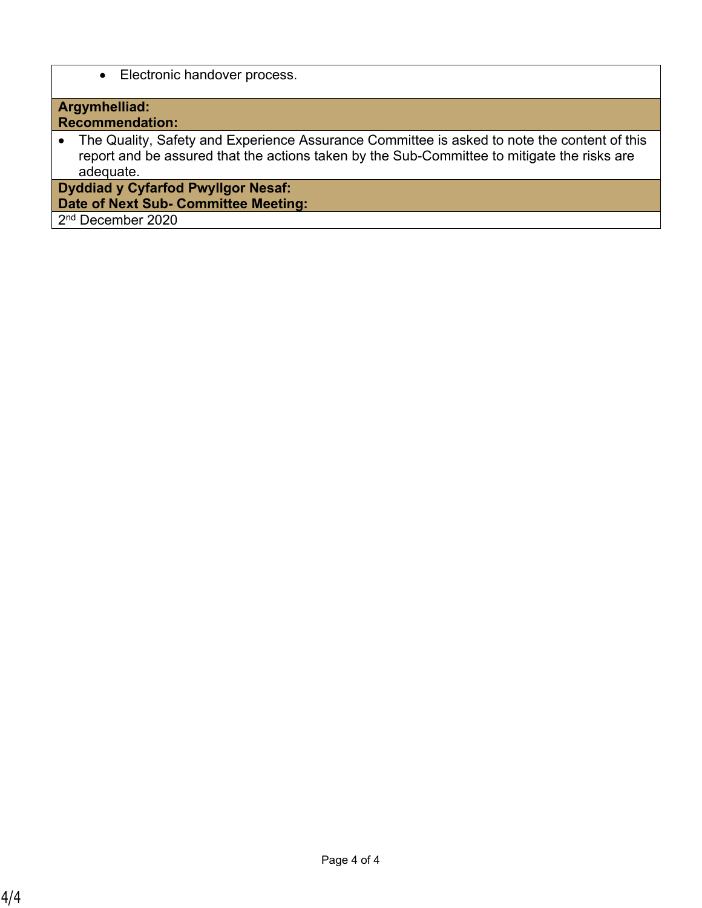- Electronic handover process.

**Argymhelliad:**
**Recommendation:**

- The Quality, Safety and Experience Assurance Committee is asked to note the content of this report and be assured that the actions taken by the Sub-Committee to mitigate the risks are adequate.

**Dyddiad y Cyfarfod Pwyllgor Nesaf:**
**Date of Next Sub- Committee Meeting:**

2nd December 2020